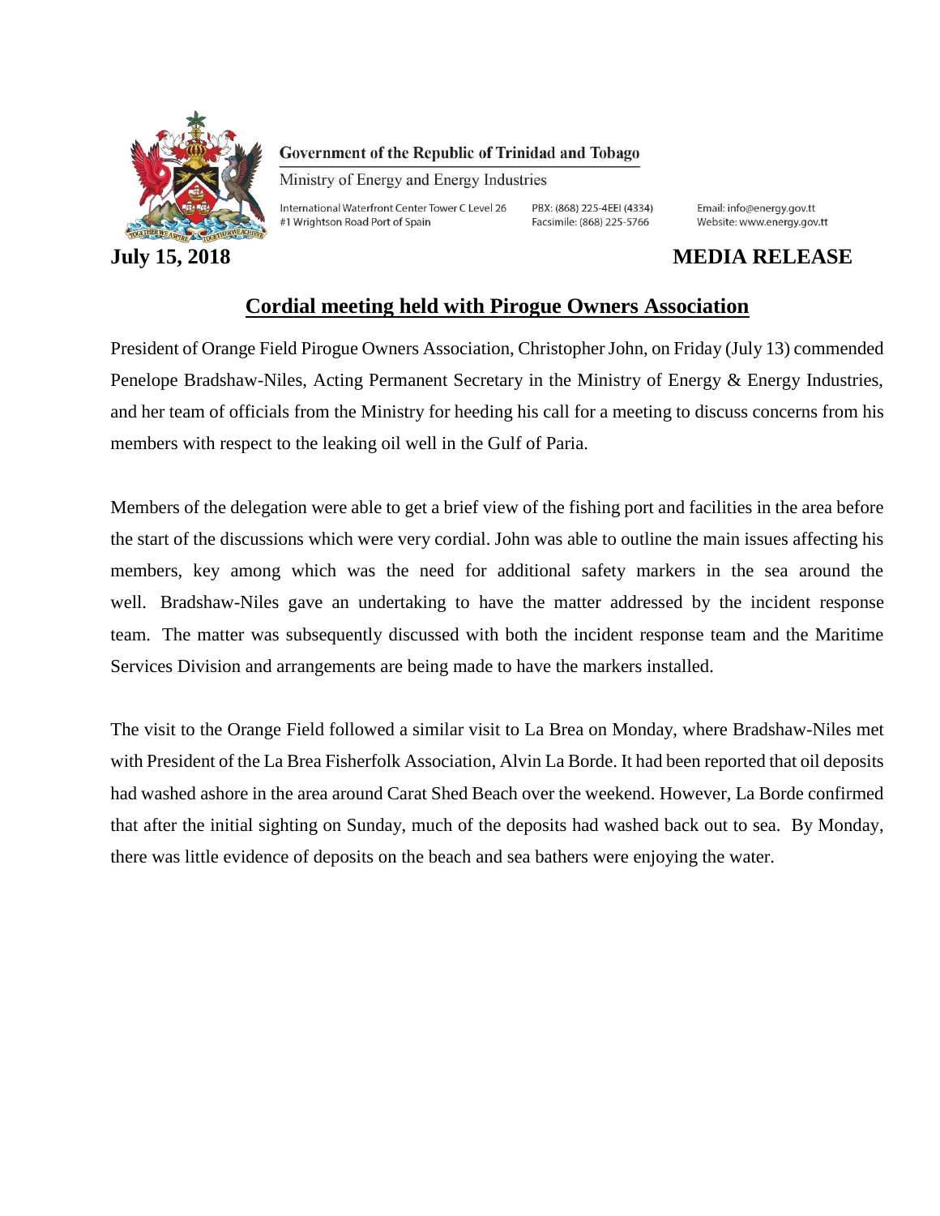Government of the Republic of Trinidad and Tobago

Ministry of Energy and Energy Industries

International Waterfront Center Tower C Level 26
#1 Wrightson Road Port of Spain

PBX: (868) 225-4EEI (4334)
Facsimile: (868) 225-5766

Email: info@energy.gov.tt
Website: www.energy.gov.tt

**July 15, 2018** **MEDIA RELEASE**

# Cordial meeting held with Pirogue Owners Association

President of Orange Field Pirogue Owners Association, Christopher John, on Friday (July 13) commended Penelope Bradshaw-Niles, Acting Permanent Secretary in the Ministry of Energy & Energy Industries, and her team of officials from the Ministry for heeding his call for a meeting to discuss concerns from his members with respect to the leaking oil well in the Gulf of Paria.

Members of the delegation were able to get a brief view of the fishing port and facilities in the area before the start of the discussions which were very cordial. John was able to outline the main issues affecting his members, key among which was the need for additional safety markers in the sea around the well. Bradshaw-Niles gave an undertaking to have the matter addressed by the incident response team. The matter was subsequently discussed with both the incident response team and the Maritime Services Division and arrangements are being made to have the markers installed.

The visit to the Orange Field followed a similar visit to La Brea on Monday, where Bradshaw-Niles met with President of the La Brea Fisherfolk Association, Alvin La Borde. It had been reported that oil deposits had washed ashore in the area around Carat Shed Beach over the weekend. However, La Borde confirmed that after the initial sighting on Sunday, much of the deposits had washed back out to sea. By Monday, there was little evidence of deposits on the beach and sea bathers were enjoying the water.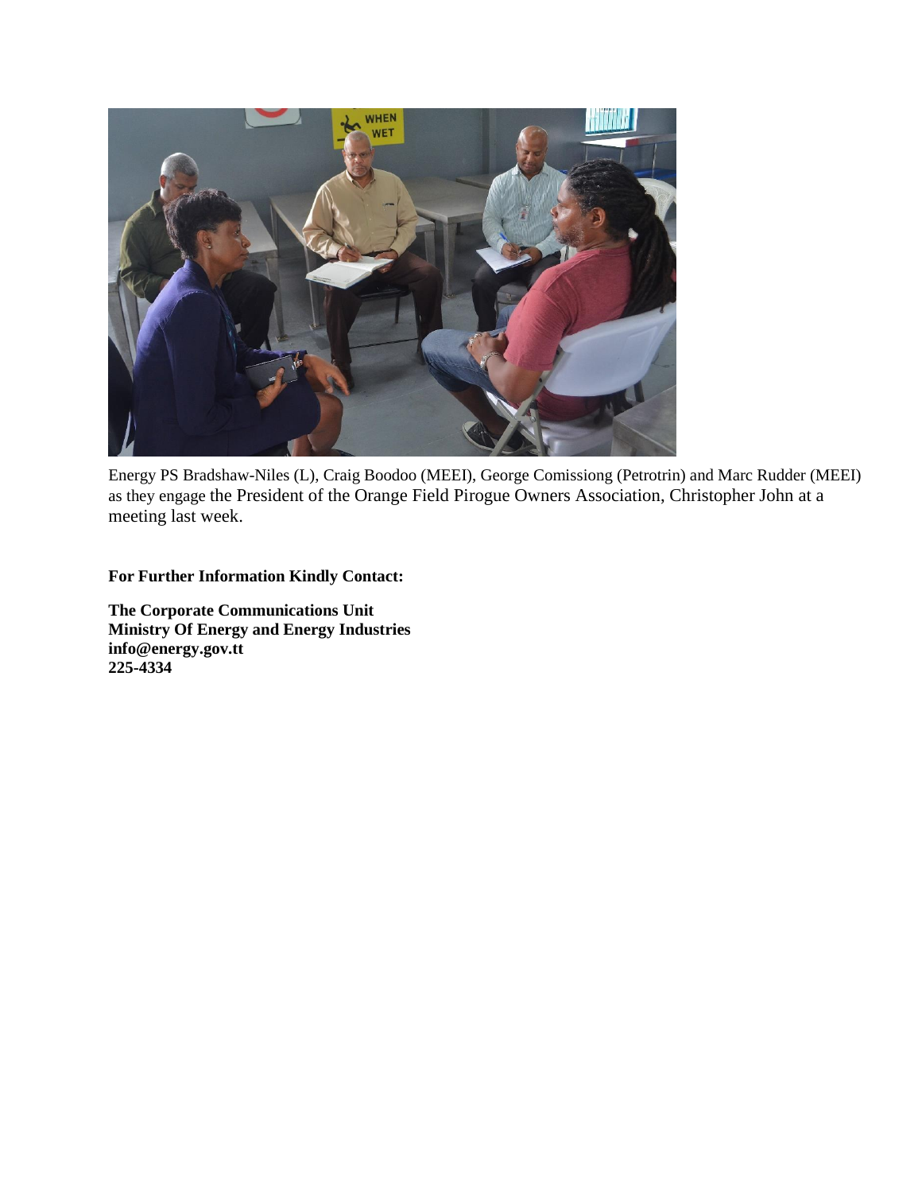Energy PS Bradshaw-Niles (L), Craig Boodoo (MEEI), George Comissiong (Petrotrin) and Marc Rudder (MEEI) as they engage the President of the Orange Field Pirogue Owners Association, Christopher John at a meeting last week.

**For Further Information Kindly Contact:**

**The Corporate Communications Unit**
**Ministry Of Energy and Energy Industries**
**info@energy.gov.tt**
**225-4334**